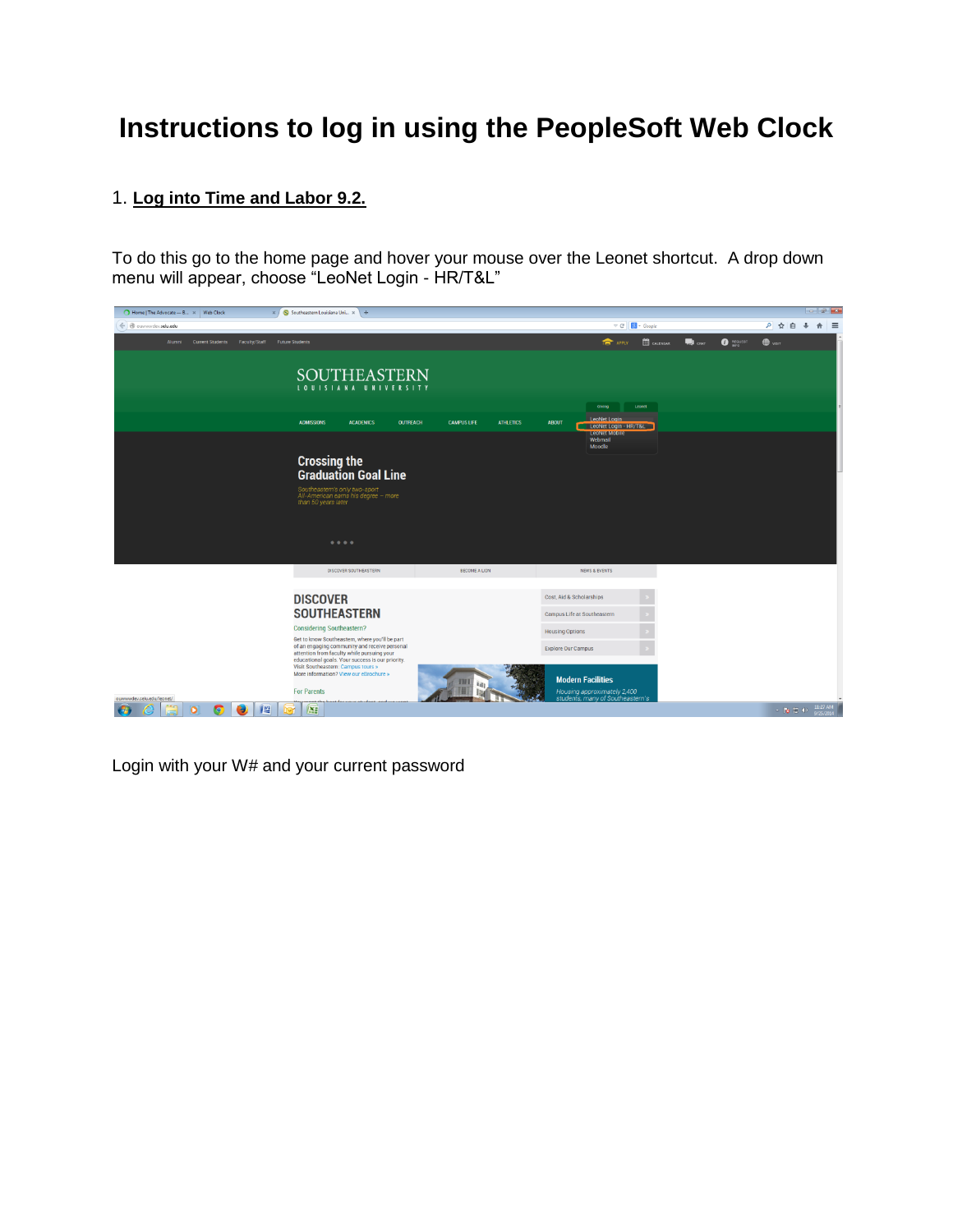# Instructions to log in using the PeopleSoft Web Clock

1. **Log into Time and Labor 9.2.**

To do this go to the home page and hover your mouse over the Leonet shortcut. A drop down menu will appear, choose "LeoNet Login - HR/T&L"

Login with your W# and your current password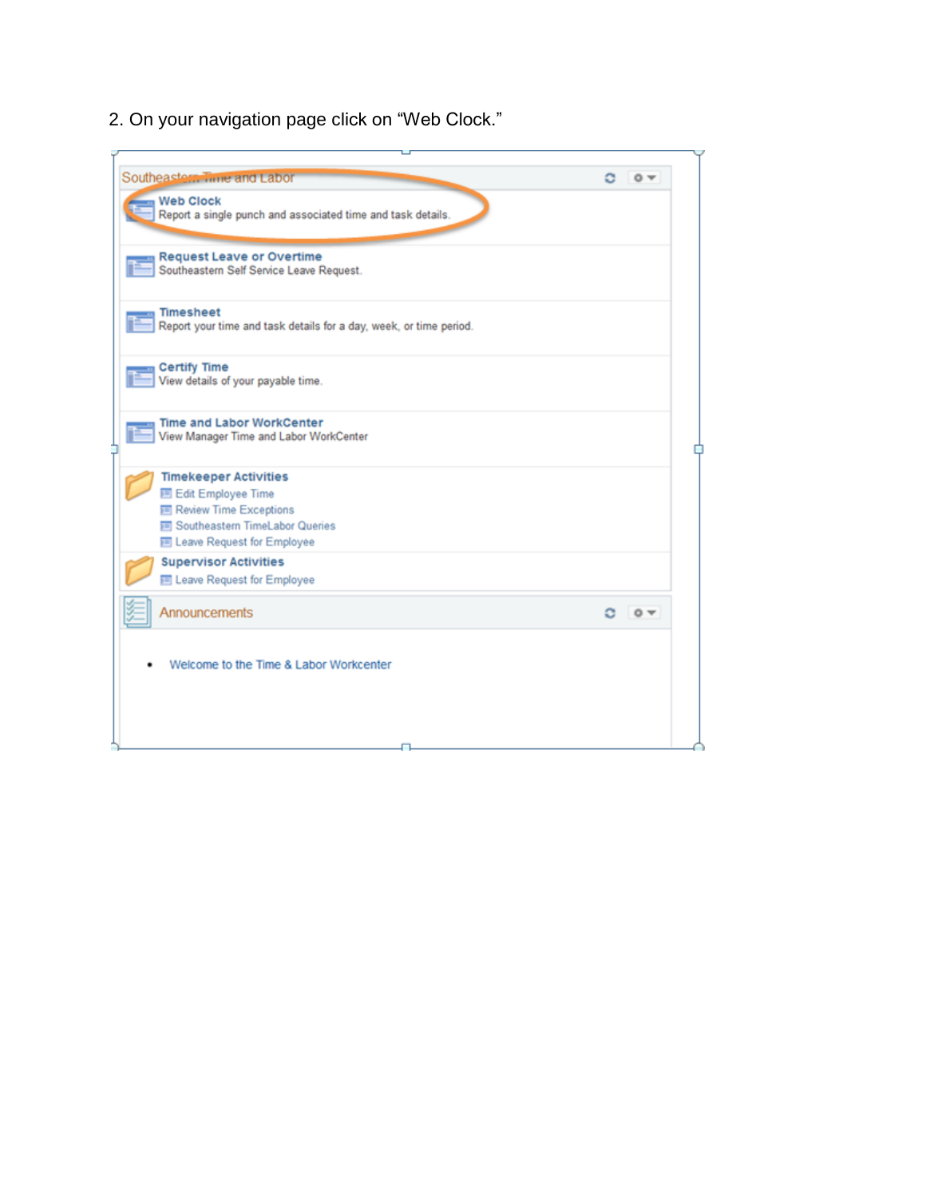2. On your navigation page click on "Web Clock."

Southeastern Time and Labor

**Web Clock**
Report a single punch and associated time and task details.

**Request Leave or Overtime**
Southeastern Self Service Leave Request.

**Timesheet**
Report your time and task details for a day, week, or time period.

**Certify Time**
View details of your payable time.

**Time and Labor WorkCenter**
View Manager Time and Labor WorkCenter

**Timekeeper Activities**
- Edit Employee Time
- Review Time Exceptions
- Southeastern TimeLabor Queries
- Leave Request for Employee

**Supervisor Activities**
- Leave Request for Employee

Announcements

- Welcome to the Time & Labor Workcenter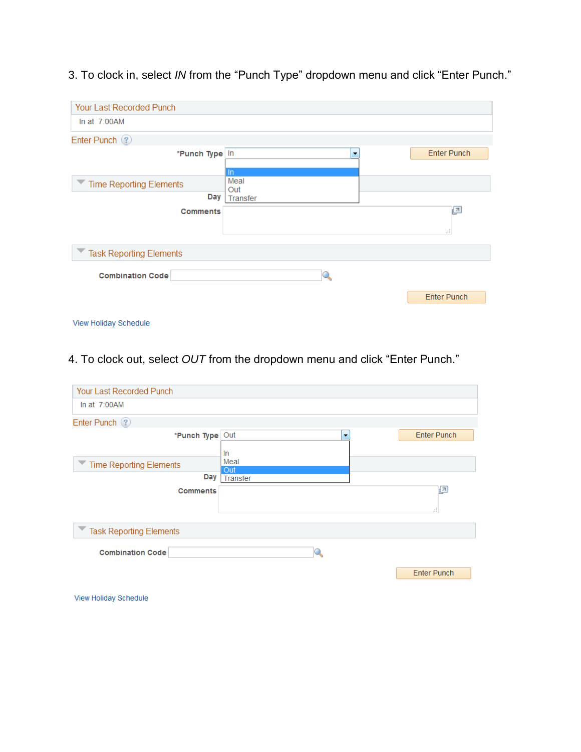3. To clock in, select *IN* from the “Punch Type” dropdown menu and click “Enter Punch.”

Your Last Recorded Punch

In at 7:00AM

Enter Punch

*Punch Type In

In
Meal
Out
Transfer

Enter Punch

Time Reporting Elements

Day

Comments

Task Reporting Elements

Combination Code

Enter Punch

View Holiday Schedule

4. To clock out, select *OUT* from the dropdown menu and click “Enter Punch.”

Your Last Recorded Punch

In at 7:00AM

Enter Punch

*Punch Type Out

In
Meal
Out
Transfer

Enter Punch

Time Reporting Elements

Day

Comments

Task Reporting Elements

Combination Code

Enter Punch

View Holiday Schedule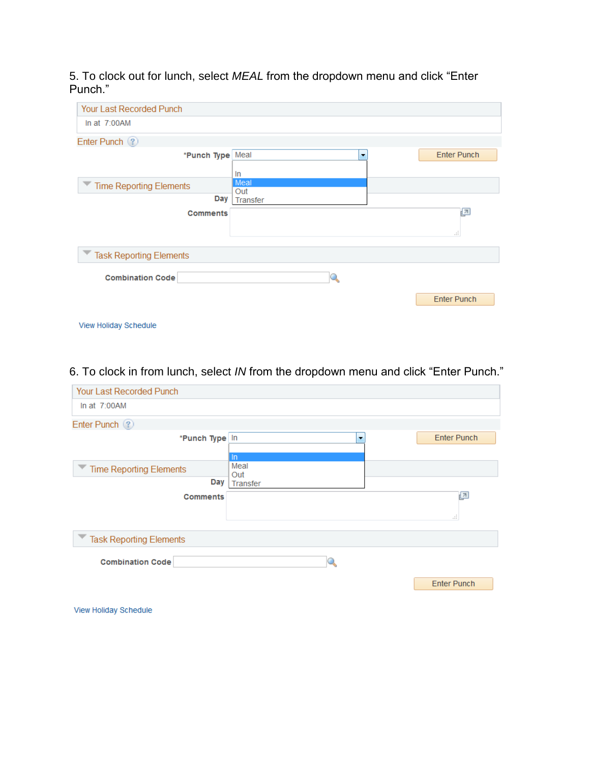5. To clock out for lunch, select *MEAL* from the dropdown menu and click “Enter Punch.”

Your Last Recorded Punch

In at 7:00AM

Enter Punch

*Punch Type Meal

In
Meal
Out
Transfer

Enter Punch

Time Reporting Elements

Day

Comments

Task Reporting Elements

Combination Code

Enter Punch

View Holiday Schedule

6. To clock in from lunch, select *IN* from the dropdown menu and click “Enter Punch.”

Your Last Recorded Punch

In at 7:00AM

Enter Punch

*Punch Type In

In
Meal
Out
Transfer

Enter Punch

Time Reporting Elements

Day

Comments

Task Reporting Elements

Combination Code

Enter Punch

View Holiday Schedule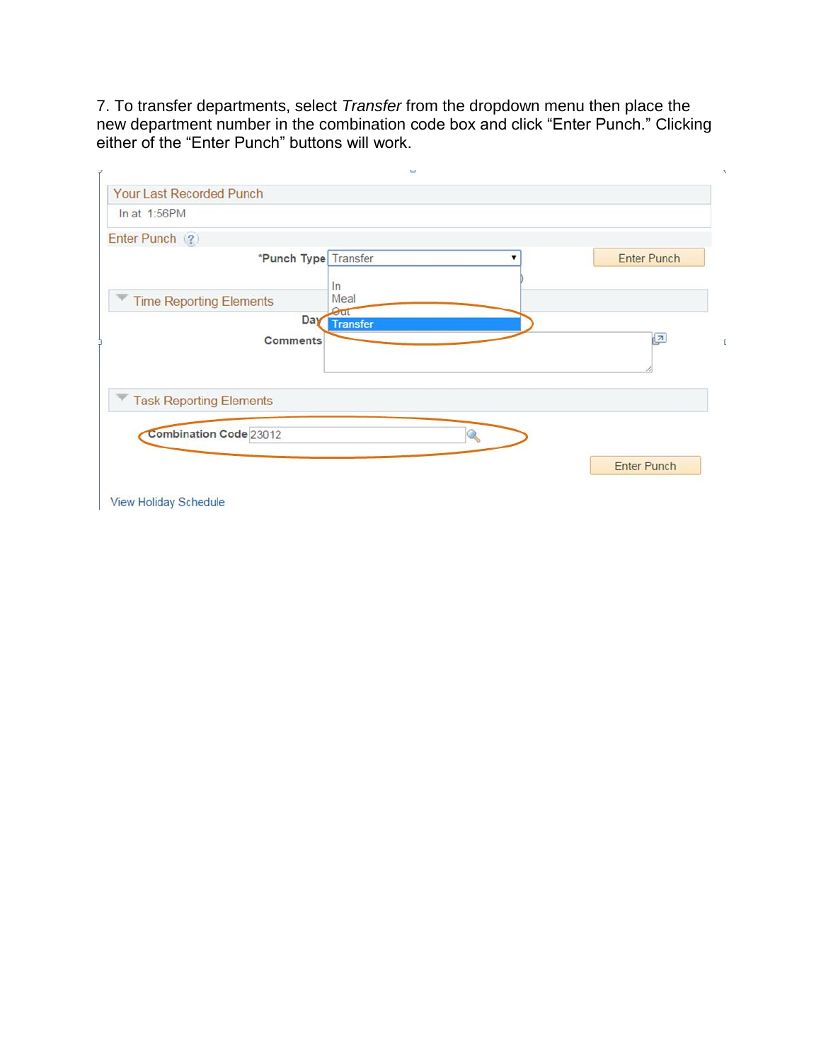7. To transfer departments, select *Transfer* from the dropdown menu then place the new department number in the combination code box and click "Enter Punch." Clicking either of the "Enter Punch" buttons will work.

Your Last Recorded Punch

In at 1:56PM

Enter Punch

*Punch Type Transfer

In
Meal
Out
Transfer

Enter Punch

Time Reporting Elements

Day

Comments

Task Reporting Elements

Combination Code 23012

Enter Punch

View Holiday Schedule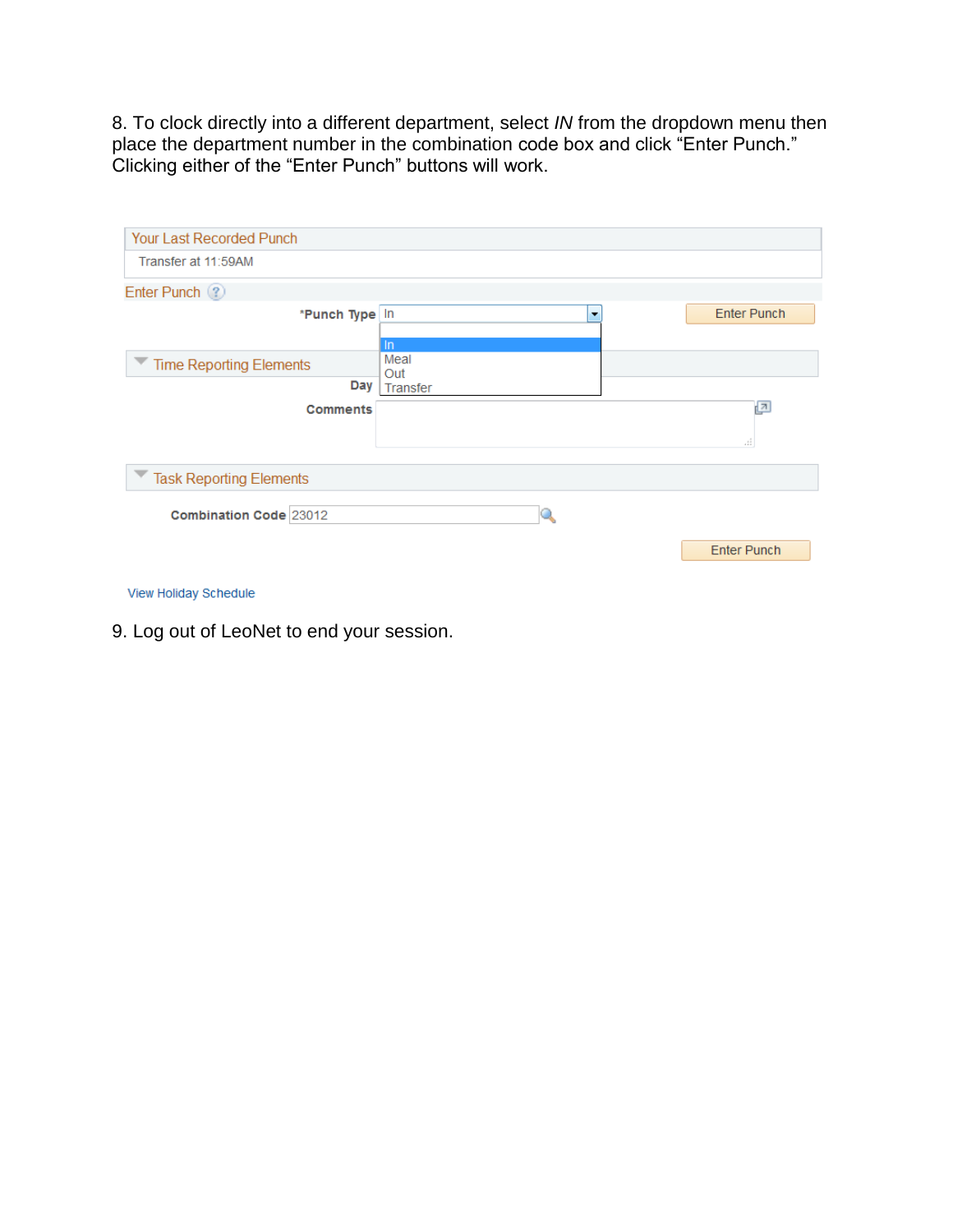8. To clock directly into a different department, select *IN* from the dropdown menu then place the department number in the combination code box and click “Enter Punch.” Clicking either of the “Enter Punch” buttons will work.

Your Last Recorded Punch

Transfer at 11:59AM

Enter Punch

*Punch Type In

In
Meal
Out
Transfer

Enter Punch

Time Reporting Elements

Day

Comments

Task Reporting Elements

Combination Code 23012

Enter Punch

View Holiday Schedule

9. Log out of LeoNet to end your session.